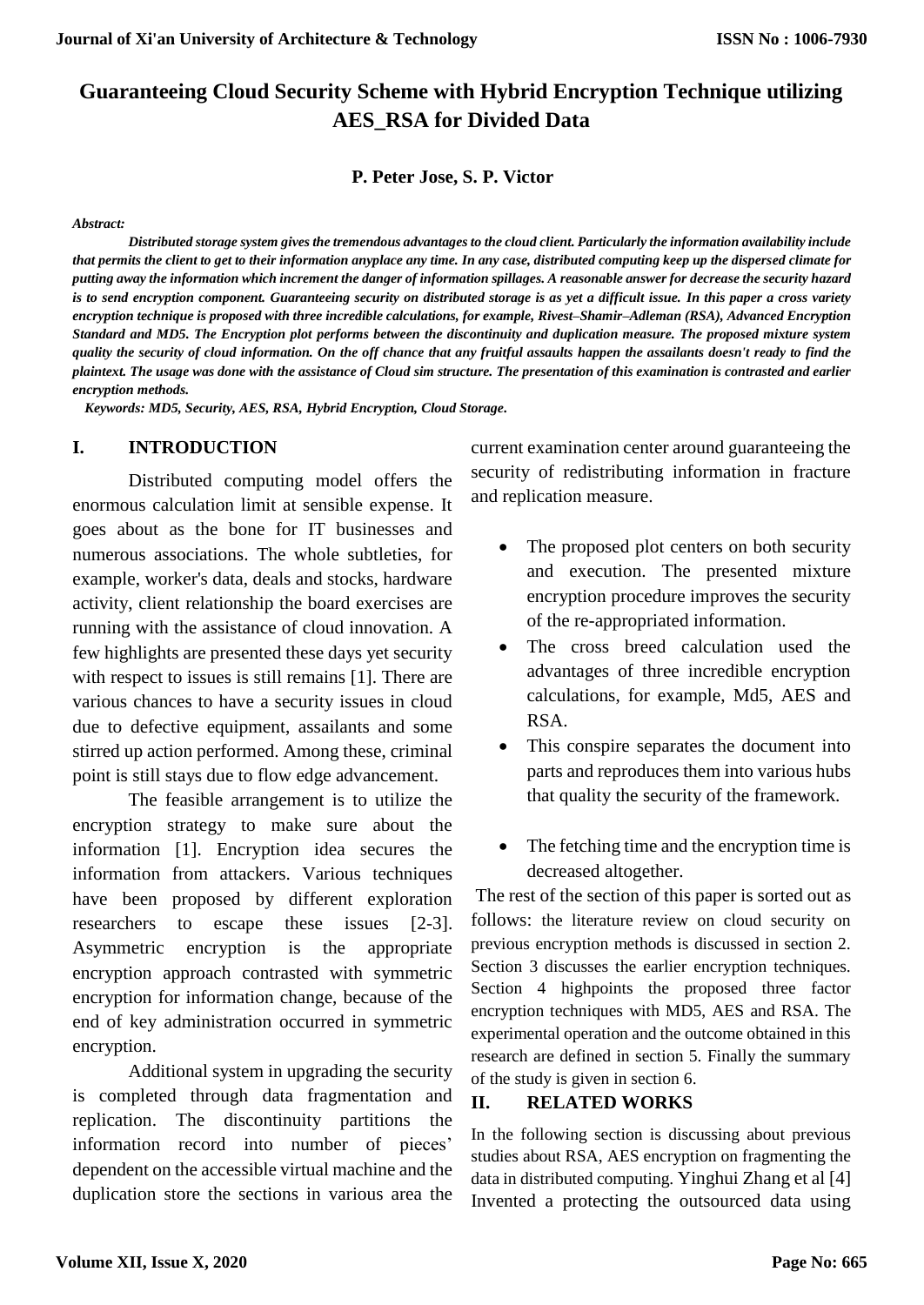# Guaranteeing Cloud Security Scheme with Hybrid Encryption Technique utilizing AES_RSA for Divided Data

**P. Peter Jose, S. P. Victor**

***Abstract:***

***Distributed storage system gives the tremendous advantages to the cloud client. Particularly the information availability include that permits the client to get to their information anyplace any time. In any case, distributed computing keep up the dispersed climate for putting away the information which increment the danger of information spillages. A reasonable answer for decrease the security hazard is to send encryption component. Guaranteeing security on distributed storage is as yet a difficult issue. In this paper a cross variety encryption technique is proposed with three incredible calculations, for example, Rivest–Shamir–Adleman (RSA), Advanced Encryption Standard and MD5. The Encryption plot performs between the discontinuity and duplication measure. The proposed mixture system quality the security of cloud information. On the off chance that any fruitful assaults happen the assailants doesn't ready to find the plaintext. The usage was done with the assistance of Cloud sim structure. The presentation of this examination is contrasted and earlier encryption methods.***

***Keywords: MD5, Security, AES, RSA, Hybrid Encryption, Cloud Storage.***

## I. INTRODUCTION

Distributed computing model offers the enormous calculation limit at sensible expense. It goes about as the bone for IT businesses and numerous associations. The whole subtleties, for example, worker's data, deals and stocks, hardware activity, client relationship the board exercises are running with the assistance of cloud innovation. A few highlights are presented these days yet security with respect to issues is still remains [1]. There are various chances to have a security issues in cloud due to defective equipment, assailants and some stirred up action performed. Among these, criminal point is still stays due to flow edge advancement.

The feasible arrangement is to utilize the encryption strategy to make sure about the information [1]. Encryption idea secures the information from attackers. Various techniques have been proposed by different exploration researchers to escape these issues [2-3]. Asymmetric encryption is the appropriate encryption approach contrasted with symmetric encryption for information change, because of the end of key administration occurred in symmetric encryption.

Additional system in upgrading the security is completed through data fragmentation and replication. The discontinuity partitions the information record into number of pieces' dependent on the accessible virtual machine and the duplication store the sections in various area the current examination center around guaranteeing the security of redistributing information in fracture and replication measure.

- The proposed plot centers on both security and execution. The presented mixture encryption procedure improves the security of the re-appropriated information.
- The cross breed calculation used the advantages of three incredible encryption calculations, for example, Md5, AES and RSA.
- This conspire separates the document into parts and reproduces them into various hubs that quality the security of the framework.
- The fetching time and the encryption time is decreased altogether.

The rest of the section of this paper is sorted out as follows: the literature review on cloud security on previous encryption methods is discussed in section 2. Section 3 discusses the earlier encryption techniques. Section 4 highpoints the proposed three factor encryption techniques with MD5, AES and RSA. The experimental operation and the outcome obtained in this research are defined in section 5. Finally the summary of the study is given in section 6.

## II. RELATED WORKS

In the following section is discussing about previous studies about RSA, AES encryption on fragmenting the data in distributed computing. Yinghui Zhang et al [4] Invented a protecting the outsourced data using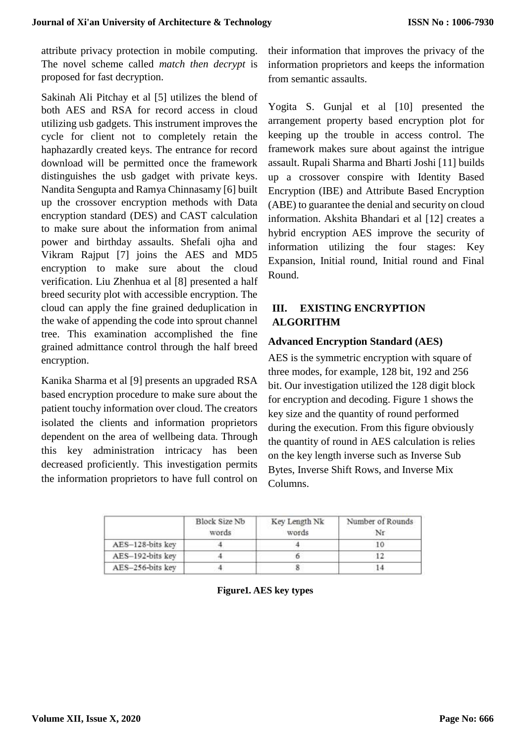attribute privacy protection in mobile computing. The novel scheme called *match then decrypt* is proposed for fast decryption.

Sakinah Ali Pitchay et al [5] utilizes the blend of both AES and RSA for record access in cloud utilizing usb gadgets. This instrument improves the cycle for client not to completely retain the haphazardly created keys. The entrance for record download will be permitted once the framework distinguishes the usb gadget with private keys. Nandita Sengupta and Ramya Chinnasamy [6] built up the crossover encryption methods with Data encryption standard (DES) and CAST calculation to make sure about the information from animal power and birthday assaults. Shefali ojha and Vikram Rajput [7] joins the AES and MD5 encryption to make sure about the cloud verification. Liu Zhenhua et al [8] presented a half breed security plot with accessible encryption. The cloud can apply the fine grained deduplication in the wake of appending the code into sprout channel tree. This examination accomplished the fine grained admittance control through the half breed encryption.

Kanika Sharma et al [9] presents an upgraded RSA based encryption procedure to make sure about the patient touchy information over cloud. The creators isolated the clients and information proprietors dependent on the area of wellbeing data. Through this key administration intricacy has been decreased proficiently. This investigation permits the information proprietors to have full control on their information that improves the privacy of the information proprietors and keeps the information from semantic assaults.

Yogita S. Gunjal et al [10] presented the arrangement property based encryption plot for keeping up the trouble in access control. The framework makes sure about against the intrigue assault. Rupali Sharma and Bharti Joshi [11] builds up a crossover conspire with Identity Based Encryption (IBE) and Attribute Based Encryption (ABE) to guarantee the denial and security on cloud information. Akshita Bhandari et al [12] creates a hybrid encryption AES improve the security of information utilizing the four stages: Key Expansion, Initial round, Initial round and Final Round.

## III. EXISTING ENCRYPTION ALGORITHM

### Advanced Encryption Standard (AES)

AES is the symmetric encryption with square of three modes, for example, 128 bit, 192 and 256 bit. Our investigation utilized the 128 digit block for encryption and decoding. Figure 1 shows the key size and the quantity of round performed during the execution. From this figure obviously the quantity of round in AES calculation is relies on the key length inverse such as Inverse Sub Bytes, Inverse Shift Rows, and Inverse Mix Columns.

| | Block Size Nb words | Key Length Nk words | Number of Rounds Nr |
|---|---|---|---|
| AES–128-bits key | 4 | 4 | 10 |
| AES–192-bits key | 4 | 6 | 12 |
| AES–256-bits key | 4 | 8 | 14 |

**Figure1. AES key types**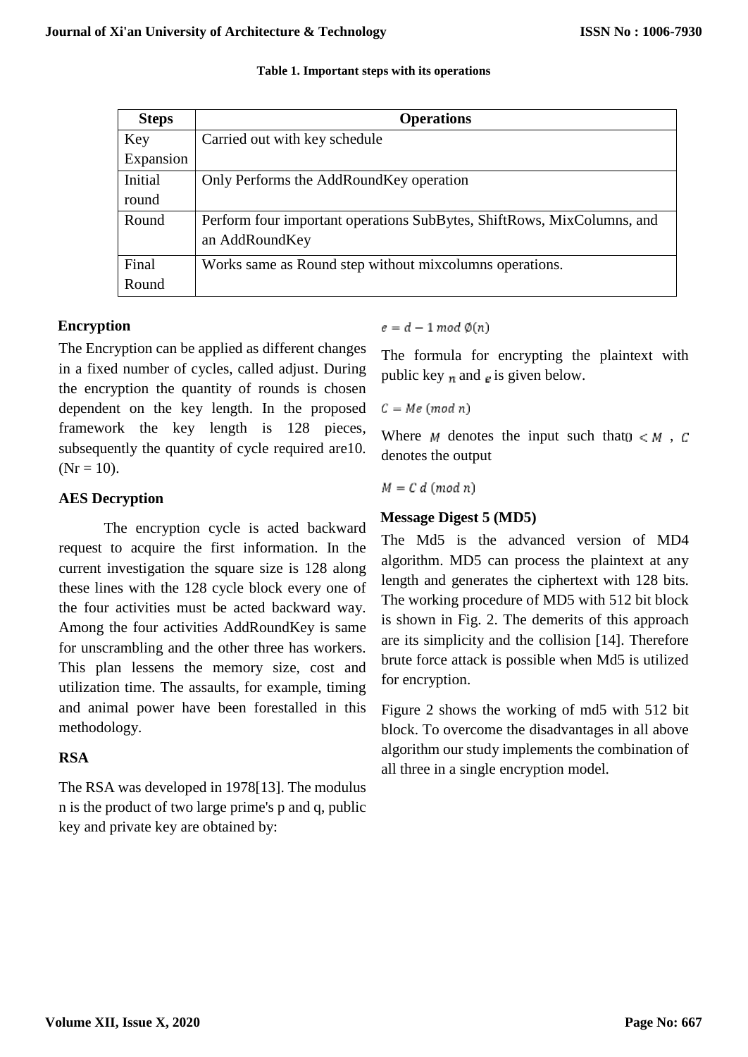**Table 1. Important steps with its operations**

| Steps | Operations |
|---|---|
| Key Expansion | Carried out with key schedule |
| Initial round | Only Performs the AddRoundKey operation |
| Round | Perform four important operations SubBytes, ShiftRows, MixColumns, and an AddRoundKey |
| Final Round | Works same as Round step without mixcolumns operations. |

### Encryption

The Encryption can be applied as different changes in a fixed number of cycles, called adjust. During the encryption the quantity of rounds is chosen dependent on the key length. In the proposed framework the key length is 128 pieces, subsequently the quantity of cycle required are10. (Nr = 10).

### AES Decryption

The encryption cycle is acted backward request to acquire the first information. In the current investigation the square size is 128 along these lines with the 128 cycle block every one of the four activities must be acted backward way. Among the four activities AddRoundKey is same for unscrambling and the other three has workers. This plan lessens the memory size, cost and utilization time. The assaults, for example, timing and animal power have been forestalled in this methodology.

### RSA

The RSA was developed in 1978[13]. The modulus n is the product of two large prime's p and q, public key and private key are obtained by:

$$e = d - 1 \, mod \, \emptyset(n)$$

The formula for encrypting the plaintext with public key $n$ and $e$ is given below.

$$C = Me \, (mod \, n)$$

Where $M$ denotes the input such that $0 < M$ , $C$ denotes the output

$$M = C \, d \, (mod \, n)$$

### Message Digest 5 (MD5)

The Md5 is the advanced version of MD4 algorithm. MD5 can process the plaintext at any length and generates the ciphertext with 128 bits. The working procedure of MD5 with 512 bit block is shown in Fig. 2. The demerits of this approach are its simplicity and the collision [14]. Therefore brute force attack is possible when Md5 is utilized for encryption.

Figure 2 shows the working of md5 with 512 bit block. To overcome the disadvantages in all above algorithm our study implements the combination of all three in a single encryption model.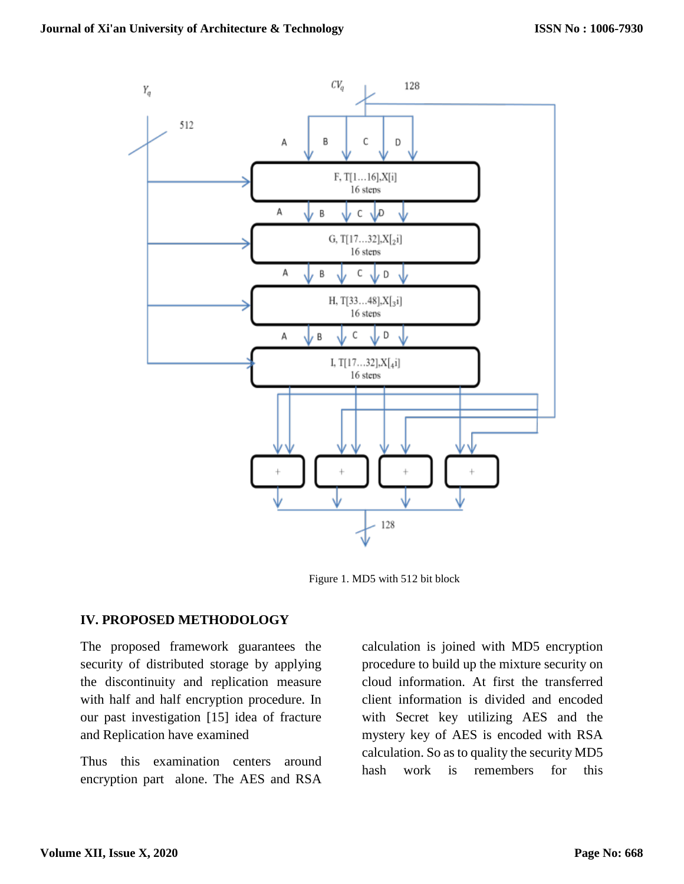Figure 1. MD5 with 512 bit block

## IV. PROPOSED METHODOLOGY

The proposed framework guarantees the security of distributed storage by applying the discontinuity and replication measure with half and half encryption procedure. In our past investigation [15] idea of fracture and Replication have examined

Thus this examination centers around encryption part alone. The AES and RSA calculation is joined with MD5 encryption procedure to build up the mixture security on cloud information. At first the transferred client information is divided and encoded with Secret key utilizing AES and the mystery key of AES is encoded with RSA calculation. So as to quality the security MD5 hash work is remembers for this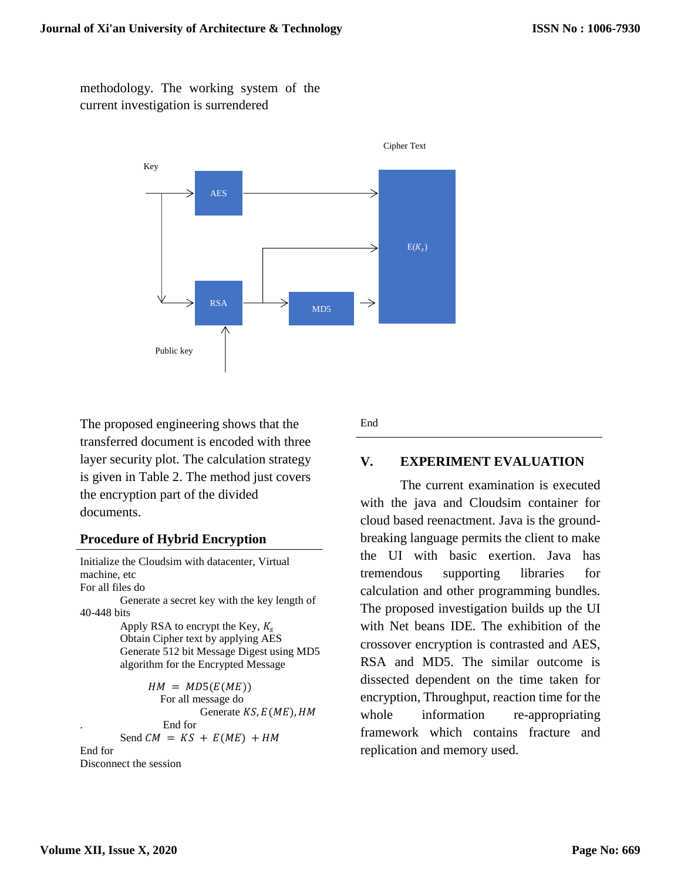methodology. The working system of the current investigation is surrendered

Key

AES

RSA

MD5

Public key

Cipher Text

E($K_s$)

The proposed engineering shows that the transferred document is encoded with three layer security plot. The calculation strategy is given in Table 2. The method just covers the encryption part of the divided documents.

**Procedure of Hybrid Encryption**

Initialize the Cloudsim with datacenter, Virtual machine, etc
For all files do
    Generate a secret key with the key length of 40-448 bits
    Apply RSA to encrypt the Key, $K_s$
    Obtain Cipher text by applying AES
    Generate 512 bit Message Digest using MD5 algorithm for the Encrypted Message

$$HM = MD5(E(ME))$$

    For all message do
        Generate $KS, E(ME), HM$
    End for
    Send $CM = KS + E(ME) + HM$
End for
Disconnect the session
End

## V. EXPERIMENT EVALUATION

The current examination is executed with the java and Cloudsim container for cloud based reenactment. Java is the ground-breaking language permits the client to make the UI with basic exertion. Java has tremendous supporting libraries for calculation and other programming bundles. The proposed investigation builds up the UI with Net beans IDE. The exhibition of the crossover encryption is contrasted and AES, RSA and MD5. The similar outcome is dissected dependent on the time taken for encryption, Throughput, reaction time for the whole information re-appropriating framework which contains fracture and replication and memory used.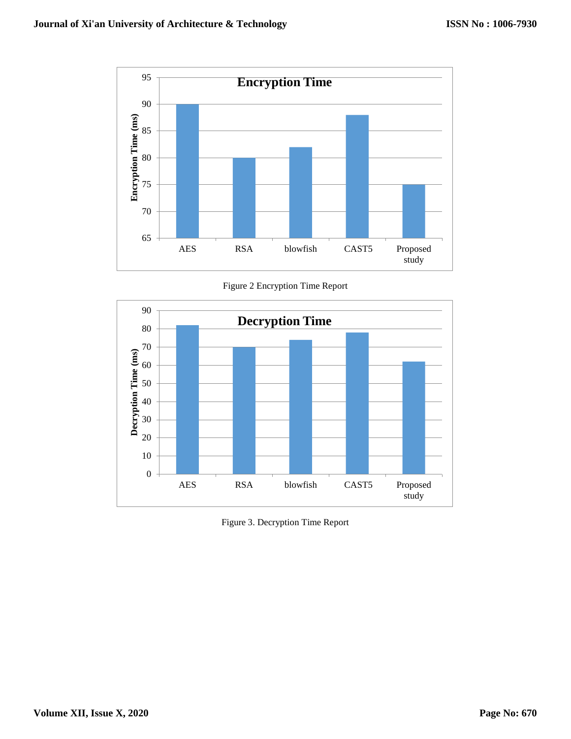Figure 2 Encryption Time Report

Figure 3. Decryption Time Report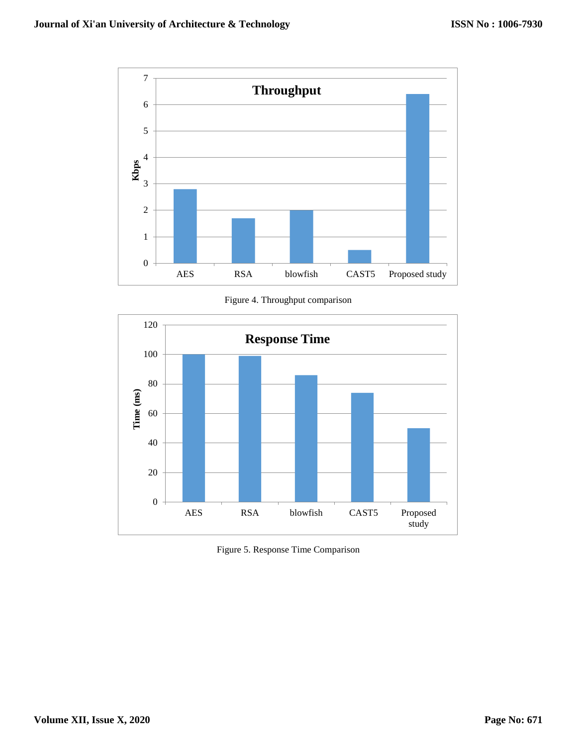Figure 4. Throughput comparison

Figure 5. Response Time Comparison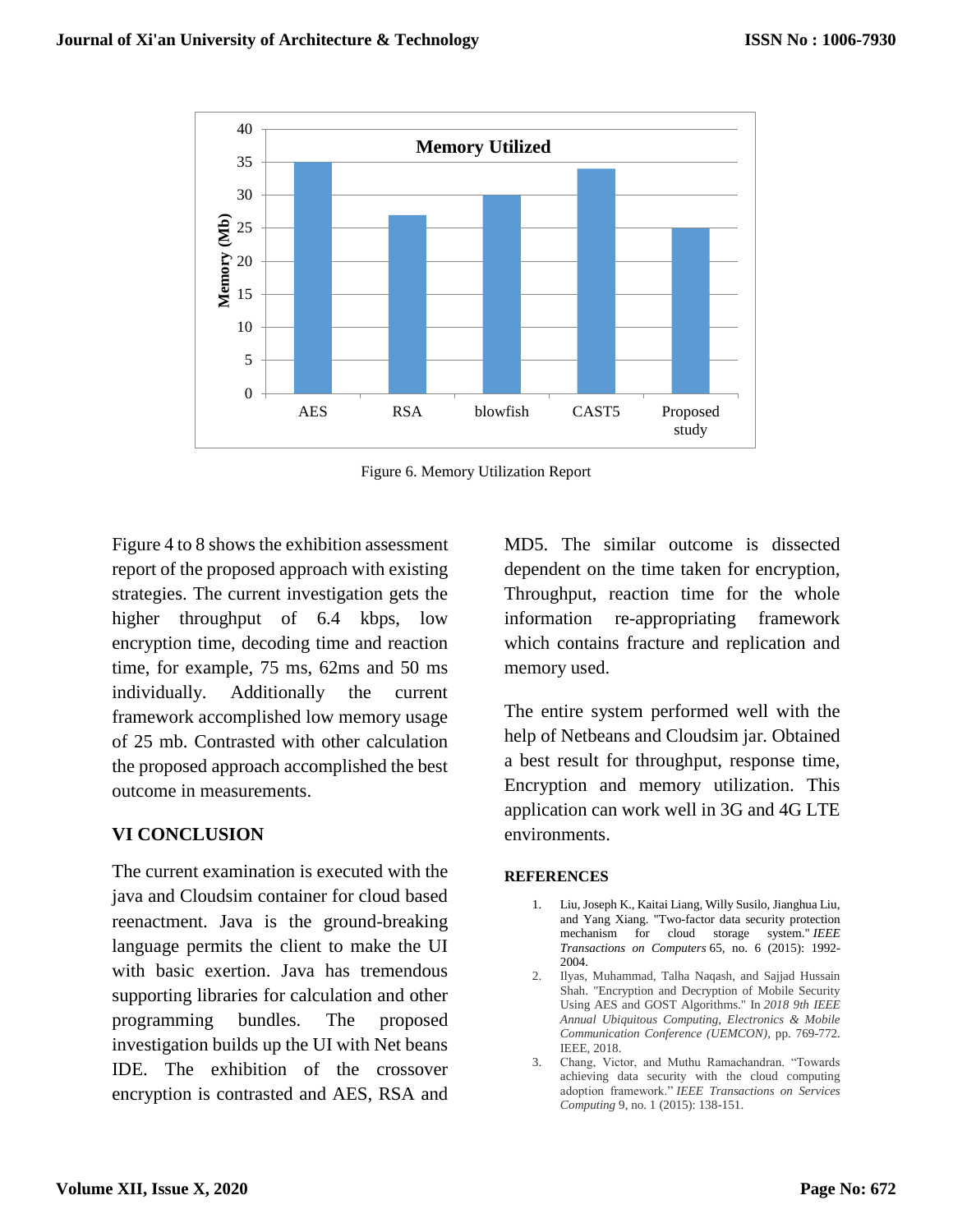Figure 6. Memory Utilization Report

Figure 4 to 8 shows the exhibition assessment report of the proposed approach with existing strategies. The current investigation gets the higher throughput of 6.4 kbps, low encryption time, decoding time and reaction time, for example, 75 ms, 62ms and 50 ms individually. Additionally the current framework accomplished low memory usage of 25 mb. Contrasted with other calculation the proposed approach accomplished the best outcome in measurements.

## VI CONCLUSION

The current examination is executed with the java and Cloudsim container for cloud based reenactment. Java is the ground-breaking language permits the client to make the UI with basic exertion. Java has tremendous supporting libraries for calculation and other programming bundles. The proposed investigation builds up the UI with Net beans IDE. The exhibition of the crossover encryption is contrasted and AES, RSA and MD5. The similar outcome is dissected dependent on the time taken for encryption, Throughput, reaction time for the whole information re-appropriating framework which contains fracture and replication and memory used.

The entire system performed well with the help of Netbeans and Cloudsim jar. Obtained a best result for throughput, response time, Encryption and memory utilization. This application can work well in 3G and 4G LTE environments.

## REFERENCES

1. Liu, Joseph K., Kaitai Liang, Willy Susilo, Jianghua Liu, and Yang Xiang. "Two-factor data security protection mechanism for cloud storage system." *IEEE Transactions on Computers* 65, no. 6 (2015): 1992-2004.
2. Ilyas, Muhammad, Talha Naqash, and Sajjad Hussain Shah. "Encryption and Decryption of Mobile Security Using AES and GOST Algorithms." In *2018 9th IEEE Annual Ubiquitous Computing, Electronics & Mobile Communication Conference (UEMCON)*, pp. 769-772. IEEE, 2018.
3. Chang, Victor, and Muthu Ramachandran. "Towards achieving data security with the cloud computing adoption framework." *IEEE Transactions on Services Computing* 9, no. 1 (2015): 138-151.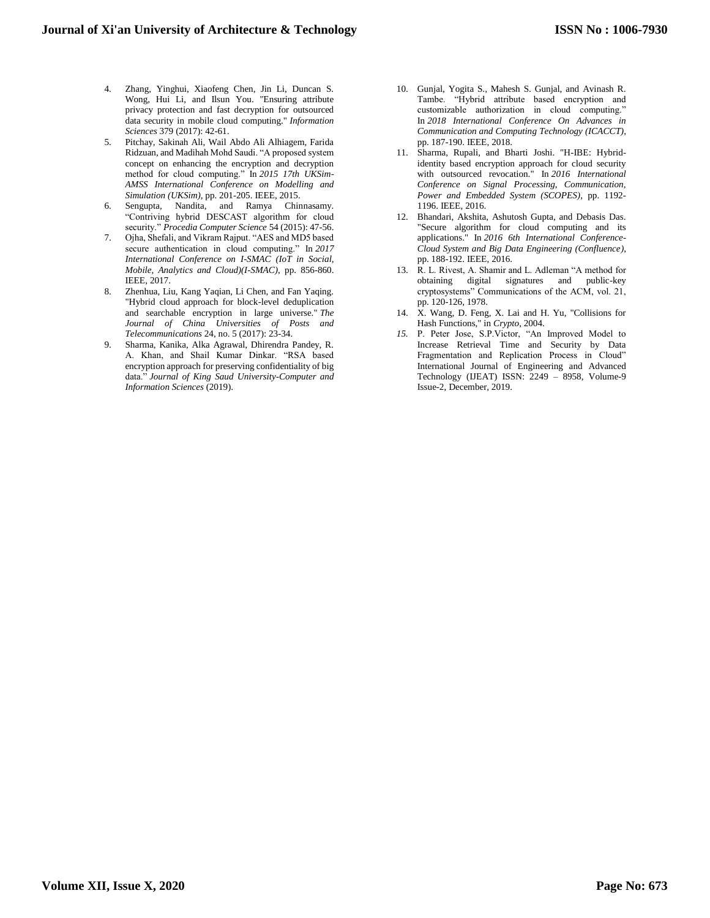4. Zhang, Yinghui, Xiaofeng Chen, Jin Li, Duncan S. Wong, Hui Li, and Ilsun You. "Ensuring attribute privacy protection and fast decryption for outsourced data security in mobile cloud computing." *Information Sciences* 379 (2017): 42-61.
5. Pitchay, Sakinah Ali, Wail Abdo Ali Alhiagem, Farida Ridzuan, and Madihah Mohd Saudi. "A proposed system concept on enhancing the encryption and decryption method for cloud computing." In *2015 17th UKSim-AMSS International Conference on Modelling and Simulation (UKSim)*, pp. 201-205. IEEE, 2015.
6. Sengupta, Nandita, and Ramya Chinnasamy. "Contriving hybrid DESCAST algorithm for cloud security." *Procedia Computer Science* 54 (2015): 47-56.
7. Ojha, Shefali, and Vikram Rajput. "AES and MD5 based secure authentication in cloud computing." In *2017 International Conference on I-SMAC (IoT in Social, Mobile, Analytics and Cloud)(I-SMAC)*, pp. 856-860. IEEE, 2017.
8. Zhenhua, Liu, Kang Yaqian, Li Chen, and Fan Yaqing. "Hybrid cloud approach for block-level deduplication and searchable encryption in large universe." *The Journal of China Universities of Posts and Telecommunications* 24, no. 5 (2017): 23-34.
9. Sharma, Kanika, Alka Agrawal, Dhirendra Pandey, R. A. Khan, and Shail Kumar Dinkar. "RSA based encryption approach for preserving confidentiality of big data." *Journal of King Saud University-Computer and Information Sciences* (2019).
10. Gunjal, Yogita S., Mahesh S. Gunjal, and Avinash R. Tambe. "Hybrid attribute based encryption and customizable authorization in cloud computing." In *2018 International Conference On Advances in Communication and Computing Technology (ICACCT)*, pp. 187-190. IEEE, 2018.
11. Sharma, Rupali, and Bharti Joshi. "H-IBE: Hybrid-identity based encryption approach for cloud security with outsourced revocation." In *2016 International Conference on Signal Processing, Communication, Power and Embedded System (SCOPES)*, pp. 1192-1196. IEEE, 2016.
12. Bhandari, Akshita, Ashutosh Gupta, and Debasis Das. "Secure algorithm for cloud computing and its applications." In *2016 6th International Conference-Cloud System and Big Data Engineering (Confluence)*, pp. 188-192. IEEE, 2016.
13. R. L. Rivest, A. Shamir and L. Adleman "A method for obtaining digital signatures and public-key cryptosystems" Communications of the ACM, vol. 21, pp. 120-126, 1978.
14. X. Wang, D. Feng, X. Lai and H. Yu, "Collisions for Hash Functions," in *Crypto*, 2004.
15. P. Peter Jose, S.P.Victor, "An Improved Model to Increase Retrieval Time and Security by Data Fragmentation and Replication Process in Cloud" International Journal of Engineering and Advanced Technology (IJEAT) ISSN: 2249 – 8958, Volume-9 Issue-2, December, 2019.